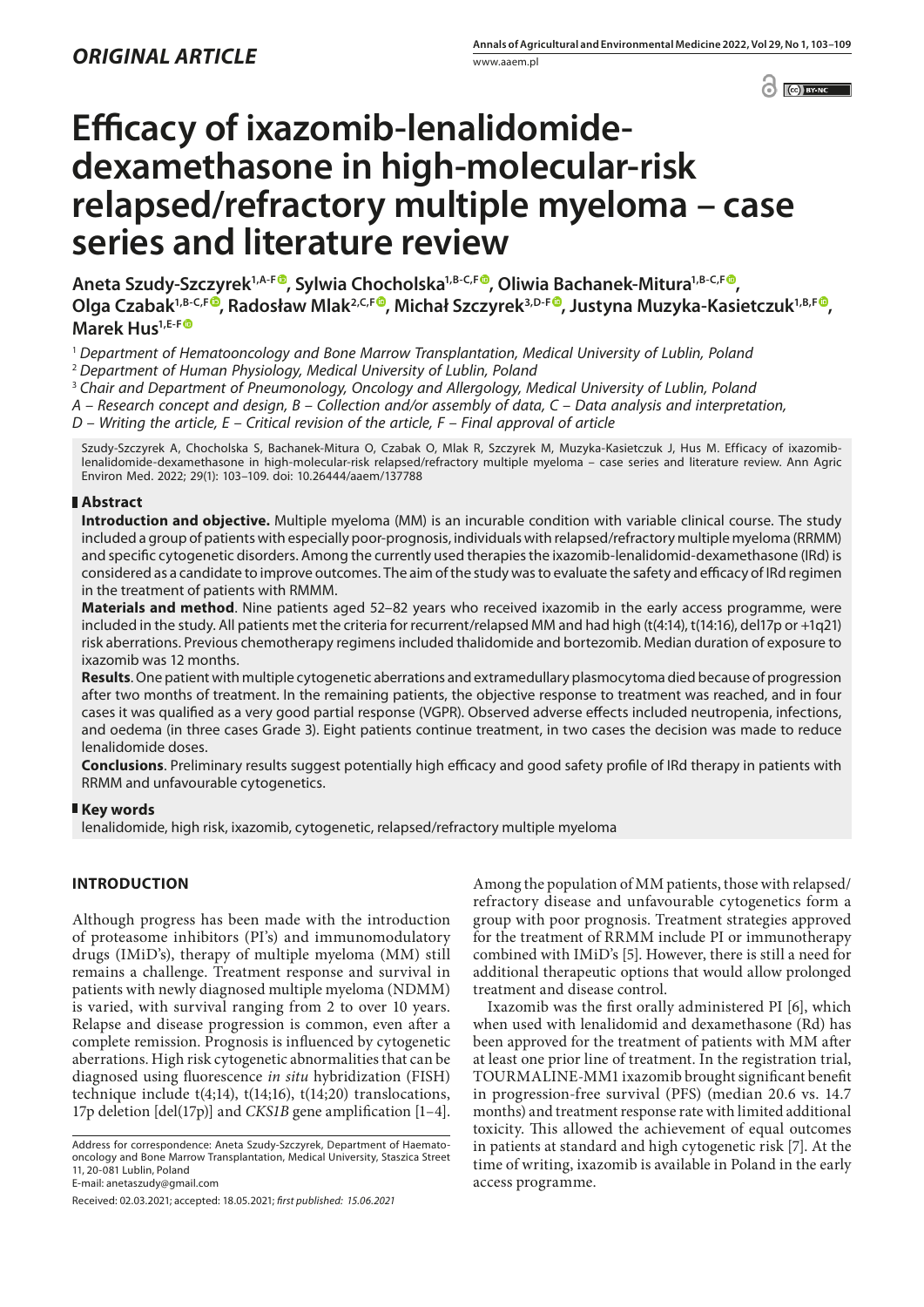*ORIGINAL ARTICLE*

# Efficacy of ixazomib-lenalidomide-dexamethasone in high-molecular-risk relapsed/refractory multiple myeloma – case series and literature review

**Aneta Szudy-Szczyrek[1,A-F], Sylwia Chocholska[1,B-C,F], Oliwia Bachanek-Mitura[1,B-C,F], Olga Czabak[1,B-C,F], Radosław Mlak[2,C,F], Michał Szczyrek[3,D-F], Justyna Muzyka-Kasietczuk[1,B,F], Marek Hus[1,E-F]**

[1] *Department of Hematooncology and Bone Marrow Transplantation, Medical University of Lublin, Poland*
[2] *Department of Human Physiology, Medical University of Lublin, Poland*
[3] *Chair and Department of Pneumonology, Oncology and Allergology, Medical University of Lublin, Poland*
*A – Research concept and design, B – Collection and/or assembly of data, C – Data analysis and interpretation, D – Writing the article, E – Critical revision of the article, F – Final approval of article*

Szudy-Szczyrek A, Chocholska S, Bachanek-Mitura O, Czabak O, Mlak R, Szczyrek M, Muzyka-Kasietczuk J, Hus M. Efficacy of ixazomib-lenalidomide-dexamethasone in high-molecular-risk relapsed/refractory multiple myeloma – case series and literature review. Ann Agric Environ Med. 2022; 29(1): 103–109. doi: 10.26444/aaem/137788

## Abstract

**Introduction and objective.** Multiple myeloma (MM) is an incurable condition with variable clinical course. The study included a group of patients with especially poor-prognosis, individuals with relapsed/refractory multiple myeloma (RRMM) and specific cytogenetic disorders. Among the currently used therapies the ixazomib-lenalidomid-dexamethasone (IRd) is considered as a candidate to improve outcomes. The aim of the study was to evaluate the safety and efficacy of IRd regimen in the treatment of patients with RMMM.

**Materials and method**. Nine patients aged 52–82 years who received ixazomib in the early access programme, were included in the study. All patients met the criteria for recurrent/relapsed MM and had high (t(4:14), t(14:16), del17p or +1q21) risk aberrations. Previous chemotherapy regimens included thalidomide and bortezomib. Median duration of exposure to ixazomib was 12 months.

**Results**. One patient with multiple cytogenetic aberrations and extramedullary plasmocytoma died because of progression after two months of treatment. In the remaining patients, the objective response to treatment was reached, and in four cases it was qualified as a very good partial response (VGPR). Observed adverse effects included neutropenia, infections, and oedema (in three cases Grade 3). Eight patients continue treatment, in two cases the decision was made to reduce lenalidomide doses.

**Conclusions**. Preliminary results suggest potentially high efficacy and good safety profile of IRd therapy in patients with RRMM and unfavourable cytogenetics.

## Key words

lenalidomide, high risk, ixazomib, cytogenetic, relapsed/refractory multiple myeloma

## INTRODUCTION

Although progress has been made with the introduction of proteasome inhibitors (PI's) and immunomodulatory drugs (IMiD's), therapy of multiple myeloma (MM) still remains a challenge. Treatment response and survival in patients with newly diagnosed multiple myeloma (NDMM) is varied, with survival ranging from 2 to over 10 years. Relapse and disease progression is common, even after a complete remission. Prognosis is influenced by cytogenetic aberrations. High risk cytogenetic abnormalities that can be diagnosed using fluorescence *in situ* hybridization (FISH) technique include t(4;14), t(14;16), t(14;20) translocations, 17p deletion [del(17p)] and *CKS1B* gene amplification [1–4].

Address for correspondence: Aneta Szudy-Szczyrek, Department of Haematooncology and Bone Marrow Transplantation, Medical University, Staszica Street 11, 20-081 Lublin, Poland
E-mail: anetaszudy@gmail.com

Received: 02.03.2021; accepted: 18.05.2021; *first published: 15.06.2021*

Among the population of MM patients, those with relapsed/refractory disease and unfavourable cytogenetics form a group with poor prognosis. Treatment strategies approved for the treatment of RRMM include PI or immunotherapy combined with IMiD's [5]. However, there is still a need for additional therapeutic options that would allow prolonged treatment and disease control.

Ixazomib was the first orally administered PI [6], which when used with lenalidomid and dexamethasone (Rd) has been approved for the treatment of patients with MM after at least one prior line of treatment. In the registration trial, TOURMALINE-MM1 ixazomib brought significant benefit in progression-free survival (PFS) (median 20.6 vs. 14.7 months) and treatment response rate with limited additional toxicity. This allowed the achievement of equal outcomes in patients at standard and high cytogenetic risk [7]. At the time of writing, ixazomib is available in Poland in the early access programme.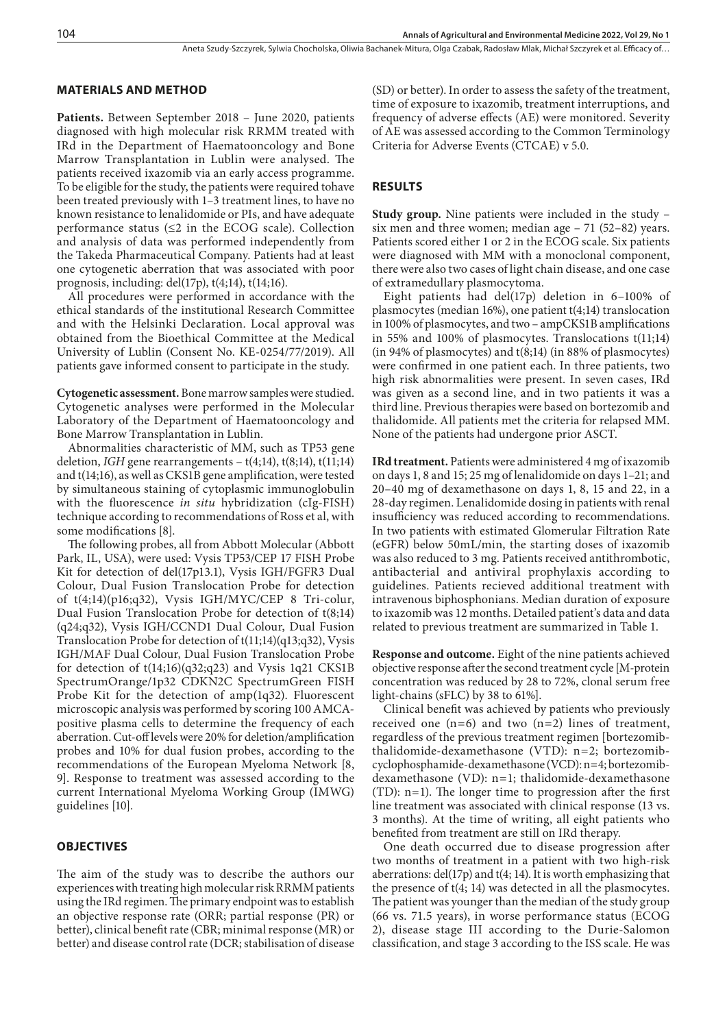## MATERIALS AND METHOD

**Patients.** Between September 2018 – June 2020, patients diagnosed with high molecular risk RRMM treated with IRd in the Department of Haematooncology and Bone Marrow Transplantation in Lublin were analysed. The patients received ixazomib via an early access programme. To be eligible for the study, the patients were required tohave been treated previously with 1–3 treatment lines, to have no known resistance to lenalidomide or PIs, and have adequate performance status (≤2 in the ECOG scale). Collection and analysis of data was performed independently from the Takeda Pharmaceutical Company. Patients had at least one cytogenetic aberration that was associated with poor prognosis, including: del(17p), t(4;14), t(14;16).

All procedures were performed in accordance with the ethical standards of the institutional Research Committee and with the Helsinki Declaration. Local approval was obtained from the Bioethical Committee at the Medical University of Lublin (Consent No. KE-0254/77/2019). All patients gave informed consent to participate in the study.

**Cytogenetic assessment.** Bone marrow samples were studied. Cytogenetic analyses were performed in the Molecular Laboratory of the Department of Haematooncology and Bone Marrow Transplantation in Lublin.

Abnormalities characteristic of MM, such as TP53 gene deletion, *IGH* gene rearrangements – t(4;14), t(8;14), t(11;14) and t(14;16), as well as CKS1B gene amplification, were tested by simultaneous staining of cytoplasmic immunoglobulin with the fluorescence *in situ* hybridization (cIg-FISH) technique according to recommendations of Ross et al, with some modifications [8].

The following probes, all from Abbott Molecular (Abbott Park, IL, USA), were used: Vysis TP53/CEP 17 FISH Probe Kit for detection of del(17p13.1), Vysis IGH/FGFR3 Dual Colour, Dual Fusion Translocation Probe for detection of t(4;14)(p16;q32), Vysis IGH/MYC/CEP 8 Tri-colur, Dual Fusion Translocation Probe for detection of t(8;14)(q24;q32), Vysis IGH/CCND1 Dual Colour, Dual Fusion Translocation Probe for detection of t(11;14)(q13;q32), Vysis IGH/MAF Dual Colour, Dual Fusion Translocation Probe for detection of t(14;16)(q32;q23) and Vysis 1q21 CKS1B SpectrumOrange/1p32 CDKN2C SpectrumGreen FISH Probe Kit for the detection of amp(1q32). Fluorescent microscopic analysis was performed by scoring 100 AMCA-positive plasma cells to determine the frequency of each aberration. Cut-off levels were 20% for deletion/amplification probes and 10% for dual fusion probes, according to the recommendations of the European Myeloma Network [8, 9]. Response to treatment was assessed according to the current International Myeloma Working Group (IMWG) guidelines [10].

## OBJECTIVES

The aim of the study was to describe the authors our experiences with treating high molecular risk RRMM patients using the IRd regimen. The primary endpoint was to establish an objective response rate (ORR; partial response (PR) or better), clinical benefit rate (CBR; minimal response (MR) or better) and disease control rate (DCR; stabilisation of disease (SD) or better). In order to assess the safety of the treatment, time of exposure to ixazomib, treatment interruptions, and frequency of adverse effects (AE) were monitored. Severity of AE was assessed according to the Common Terminology Criteria for Adverse Events (CTCAE) v 5.0.

## RESULTS

**Study group.** Nine patients were included in the study – six men and three women; median age – 71 (52–82) years. Patients scored either 1 or 2 in the ECOG scale. Six patients were diagnosed with MM with a monoclonal component, there were also two cases of light chain disease, and one case of extramedullary plasmocytoma.

Eight patients had del(17p) deletion in 6–100% of plasmocytes (median 16%), one patient t(4;14) translocation in 100% of plasmocytes, and two – ampCKS1B amplifications in 55% and 100% of plasmocytes. Translocations t(11;14) (in 94% of plasmocytes) and t(8;14) (in 88% of plasmocytes) were confirmed in one patient each. In three patients, two high risk abnormalities were present. In seven cases, IRd was given as a second line, and in two patients it was a third line. Previous therapies were based on bortezomib and thalidomide. All patients met the criteria for relapsed MM. None of the patients had undergone prior ASCT.

**IRd treatment.** Patients were administered 4 mg of ixazomib on days 1, 8 and 15; 25 mg of lenalidomide on days 1–21; and 20–40 mg of dexamethasone on days 1, 8, 15 and 22, in a 28-day regimen. Lenalidomide dosing in patients with renal insufficiency was reduced according to recommendations. In two patients with estimated Glomerular Filtration Rate (eGFR) below 50mL/min, the starting doses of ixazomib was also reduced to 3 mg. Patients received antithrombotic, antibacterial and antiviral prophylaxis according to guidelines. Patients recieved additional treatment with intravenous biphosphonians. Median duration of exposure to ixazomib was 12 months. Detailed patient's data and data related to previous treatment are summarized in Table 1.

**Response and outcome.** Eight of the nine patients achieved objective response after the second treatment cycle [M-protein concentration was reduced by 28 to 72%, clonal serum free light-chains (sFLC) by 38 to 61%].

Clinical benefit was achieved by patients who previously received one (n=6) and two (n=2) lines of treatment, regardless of the previous treatment regimen [bortezomib-thalidomide-dexamethasone (VTD): n=2; bortezomib-cyclophosphamide-dexamethasone (VCD): n=4; bortezomib-dexamethasone (VD): n=1; thalidomide-dexamethasone (TD): n=1). The longer time to progression after the first line treatment was associated with clinical response (13 vs. 3 months). At the time of writing, all eight patients who benefited from treatment are still on IRd therapy.

One death occurred due to disease progression after two months of treatment in a patient with two high-risk aberrations: del(17p) and t(4; 14). It is worth emphasizing that the presence of t(4; 14) was detected in all the plasmocytes. The patient was younger than the median of the study group (66 vs. 71.5 years), in worse performance status (ECOG 2), disease stage III according to the Durie-Salomon classification, and stage 3 according to the ISS scale. He was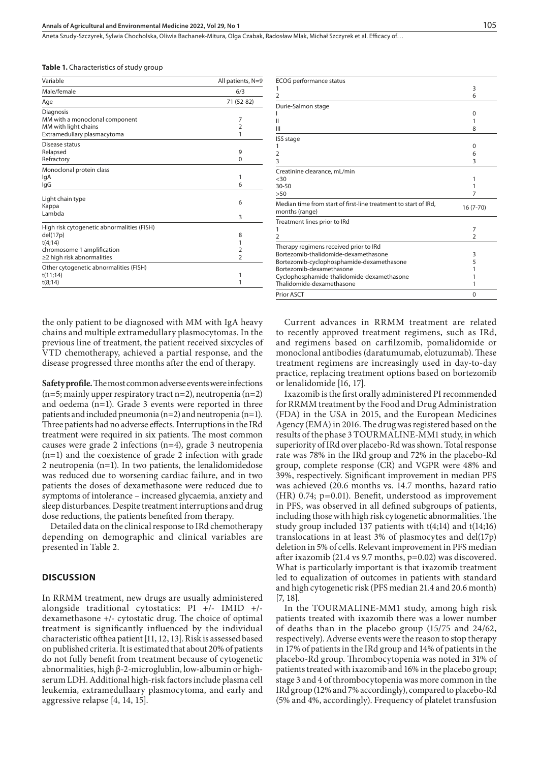**Table 1.** Characteristics of study group

| Variable | All patients, N=9 |
|---|---|
| Male/female | 6/3 |
| Age | 71 (52-82) |
| Diagnosis | |
| MM with a monoclonal component | 7 |
| MM with light chains | 2 |
| Extramedullary plasmacytoma | 1 |
| Disease status | |
| Relapsed | 9 |
| Refractory | 0 |
| Monoclonal protein class | |
| IgA | 1 |
| IgG | 6 |
| Light chain type | |
| Kappa | 6 |
| Lambda | 3 |
| High risk cytogenetic abnormalities (FISH) | |
| del(17p) | 8 |
| t(4;14) | 1 |
| chromosome 1 amplification | 2 |
| ≥2 high risk abnormalities | 2 |
| Other cytogenetic abnormalities (FISH) | |
| t(11;14) | 1 |
| t(8;14) | 1 |
| ECOG performance status | |
| 1 | 3 |
| 2 | 6 |
| Durie-Salmon stage | |
| I | 0 |
| II | 1 |
| III | 8 |
| ISS stage | |
| 1 | 0 |
| 2 | 6 |
| 3 | 3 |
| Creatinine clearance, mL/min | |
| <30 | 1 |
| 30-50 | 1 |
| >50 | 7 |
| Median time from start of first-line treatment to start of IRd, months (range) | 16 (7-70) |
| Treatment lines prior to IRd | |
| 1 | 7 |
| 2 | 2 |
| Therapy regimens received prior to IRd | |
| Bortezomib-thalidomide-dexamethasone | 3 |
| Bortezomib-cyclophosphamide-dexamethasone | 5 |
| Bortezomib-dexamethasone | 1 |
| Cyclophosphamide-thalidomide-dexamethasone | 1 |
| Thalidomide-dexamethasone | 1 |
| Prior ASCT | 0 |

the only patient to be diagnosed with MM with IgA heavy chains and multiple extramedullary plasmacytomas. In the previous line of treatment, the patient received sixcycles of VTD chemotherapy, achieved a partial response, and the disease progressed three months after the end of therapy.

**Safety profile.** The most common adverse events were infections (n=5; mainly upper respiratory tract n=2), neutropenia (n=2) and oedema (n=1). Grade 3 events were reported in three patients and included pneumonia (n=2) and neutropenia (n=1). Three patients had no adverse effects. Interruptions in the IRd treatment were required in six patients. The most common causes were grade 2 infections (n=4), grade 3 neutropenia (n=1) and the coexistence of grade 2 infection with grade 2 neutropenia (n=1). In two patients, the lenalidomidedose was reduced due to worsening cardiac failure, and in two patients the doses of dexamethasone were reduced due to symptoms of intolerance – increased glycaemia, anxiety and sleep disturbances. Despite treatment interruptions and drug dose reductions, the patients benefited from therapy.

Detailed data on the clinical response to IRd chemotherapy depending on demographic and clinical variables are presented in Table 2.

## DISCUSSION

In RRMM treatment, new drugs are usually administered alongside traditional cytostatics: PI +/- IMID +/- dexamethasone +/- cytostatic drug. The choice of optimal treatment is significantly influenced by the individual characteristic ofthea patient [11, 12, 13]. Risk is assessed based on published criteria. It is estimated that about 20% of patients do not fully benefit from treatment because of cytogenetic abnormalities, high β-2-microglublin, low-albumin or high-serum LDH. Additional high-risk factors include plasma cell leukemia, extramedullaary plasmocytoma, and early and aggressive relapse [4, 14, 15].

Current advances in RRMM treatment are related to recently approved treatment regimens, such as IRd, and regimens based on carfilzomib, pomalidomide or monoclonal antibodies (daratumumab, elotuzumab). These treatment regimens are increasingly used in day-to-day practice, replacing treatment options based on bortezomib or lenalidomide [16, 17].

Ixazomib is the first orally administered PI recommended for RRMM treatment by the Food and Drug Administration (FDA) in the USA in 2015, and the European Medicines Agency (EMA) in 2016. The drug was registered based on the results of the phase 3 TOURMALINE-MM1 study, in which superiority of IRd over placebo-Rd was shown. Total response rate was 78% in the IRd group and 72% in the placebo-Rd group, complete response (CR) and VGPR were 48% and 39%, respectively. Significant improvement in median PFS was achieved (20.6 months vs. 14.7 months, hazard ratio (HR) 0.74; p=0.01). Benefit, understood as improvement in PFS, was observed in all defined subgroups of patients, including those with high risk cytogenetic abnormalities. The study group included 137 patients with t(4;14) and t(14;16) translocations in at least 3% of plasmocytes and del(17p) deletion in 5% of cells. Relevant improvement in PFS median after ixazomib (21.4 vs 9.7 months, p=0.02) was discovered. What is particularly important is that ixazomib treatment led to equalization of outcomes in patients with standard and high cytogenetic risk (PFS median 21.4 and 20.6 month) [7, 18].

In the TOURMALINE-MM1 study, among high risk patients treated with ixazomib there was a lower number of deaths than in the placebo group (15/75 and 24/62, respectively). Adverse events were the reason to stop therapy in 17% of patients in the IRd group and 14% of patients in the placebo-Rd group. Thrombocytopenia was noted in 31% of patients treated with ixazomib and 16% in the placebo group; stage 3 and 4 of thrombocytopenia was more common in the IRd group (12% and 7% accordingly), compared to placebo-Rd (5% and 4%, accordingly). Frequency of platelet transfusion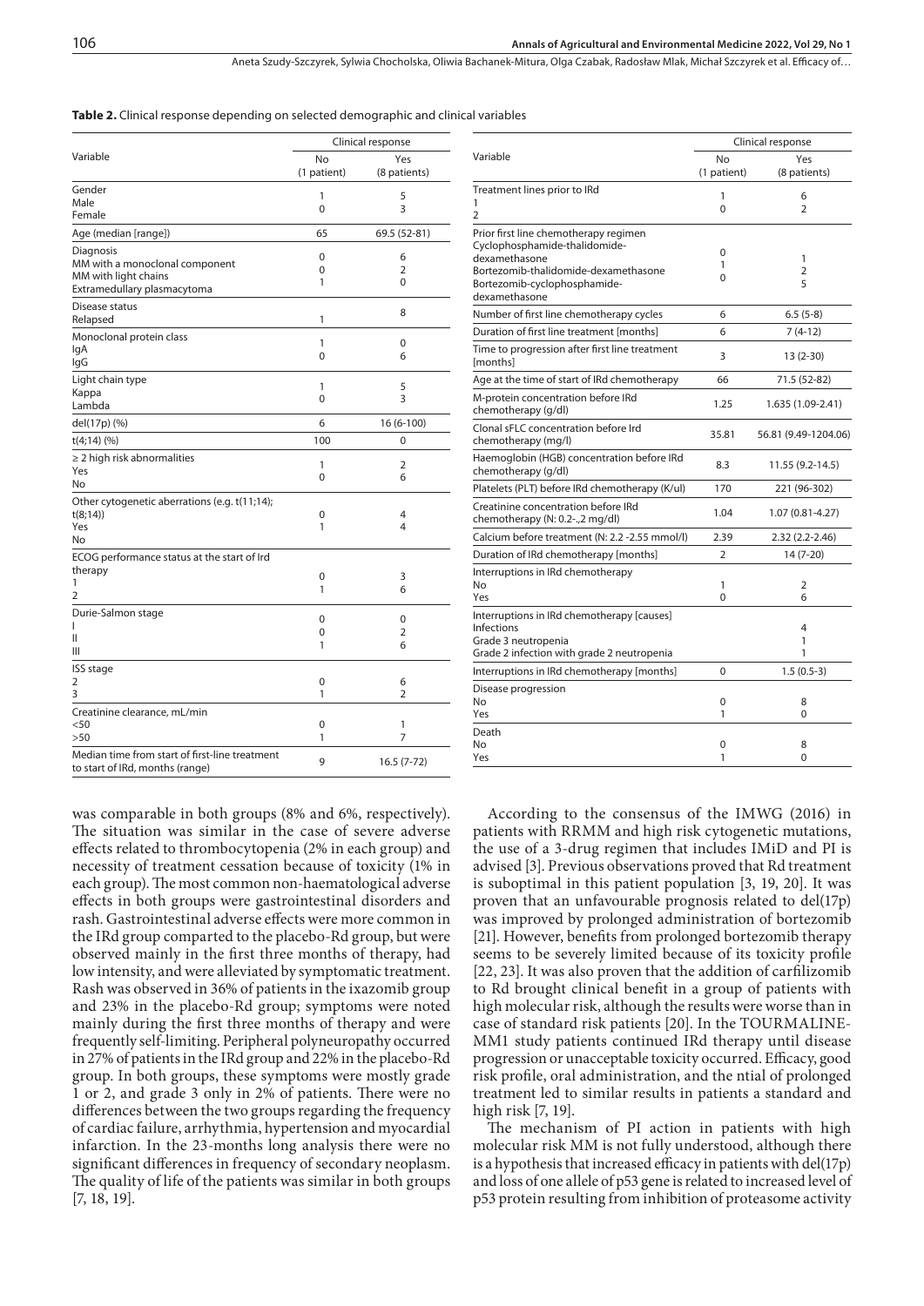**Table 2.** Clinical response depending on selected demographic and clinical variables

| Variable | Clinical response | |
|---|---|---|
| | No (1 patient) | Yes (8 patients) |
| Gender | | |
| Male | 1 | 5 |
| Female | 0 | 3 |
| Age (median [range]) | 65 | 69.5 (52-81) |
| Diagnosis | | |
| MM with a monoclonal component | 0 | 6 |
| MM with light chains | 0 | 2 |
| Extramedullary plasmacytoma | 1 | 0 |
| Disease status | | |
| Relapsed | 1 | 8 |
| Monoclonal protein class | | |
| IgA | 1 | 0 |
| IgG | 0 | 6 |
| Light chain type | | |
| Kappa | 1 | 5 |
| Lambda | 0 | 3 |
| del(17p) (%) | 6 | 16 (6-100) |
| t(4;14) (%) | 100 | 0 |
| ≥ 2 high risk abnormalities | | |
| Yes | 1 | 2 |
| No | 0 | 6 |
| Other cytogenetic aberrations (e.g. t(11;14); t(8;14)) | | |
| Yes | 0 | 4 |
| No | 1 | 4 |
| ECOG performance status at the start of Ird therapy | | |
| 1 | 0 | 3 |
| 2 | 1 | 6 |
| Durie-Salmon stage | | |
| I | 0 | 0 |
| II | 0 | 2 |
| III | 1 | 6 |
| ISS stage | | |
| 2 | 0 | 6 |
| 3 | 1 | 2 |
| Creatinine clearance, mL/min | | |
| <50 | 0 | 1 |
| >50 | 1 | 7 |
| Median time from start of first-line treatment to start of IRd, months (range) | 9 | 16.5 (7-72) |
| Treatment lines prior to IRd | | |
| 1 | 1 | 6 |
| 2 | 0 | 2 |
| Prior first line chemotherapy regimen | | |
| Cyclophosphamide-thalidomide-dexamethasone | 0 | 1 |
| Bortezomib-thalidomide-dexamethasone | 1 | 2 |
| Bortezomib-cyclophosphamide-dexamethasone | 0 | 5 |
| Number of first line chemotherapy cycles | 6 | 6.5 (5-8) |
| Duration of first line treatment [months] | 6 | 7 (4-12) |
| Time to progression after first line treatment [months] | 3 | 13 (2-30) |
| Age at the time of start of IRd chemotherapy | 66 | 71.5 (52-82) |
| M-protein concentration before IRd chemotherapy (g/dl) | 1.25 | 1.635 (1.09-2.41) |
| Clonal sFLC concentration before Ird chemotherapy (mg/l) | 35.81 | 56.81 (9.49-1204.06) |
| Haemoglobin (HGB) concentration before IRd chemotherapy (g/dl) | 8.3 | 11.55 (9.2-14.5) |
| Platelets (PLT) before IRd chemotherapy (K/ul) | 170 | 221 (96-302) |
| Creatinine concentration before IRd chemotherapy (N: 0.2-,2 mg/dl) | 1.04 | 1.07 (0.81-4.27) |
| Calcium before treatment (N: 2.2 -2.55 mmol/l) | 2.39 | 2.32 (2.2-2.46) |
| Duration of IRd chemotherapy [months] | 2 | 14 (7-20) |
| Interruptions in IRd chemotherapy | | |
| No | 1 | 2 |
| Yes | 0 | 6 |
| Interruptions in IRd chemotherapy [causes] | | |
| Infections | | 4 |
| Grade 3 neutropenia | | 1 |
| Grade 2 infection with grade 2 neutropenia | | 1 |
| Interruptions in IRd chemotherapy [months] | 0 | 1.5 (0.5-3) |
| Disease progression | | |
| No | 0 | 8 |
| Yes | 1 | 0 |
| Death | | |
| No | 0 | 8 |
| Yes | 1 | 0 |

was comparable in both groups (8% and 6%, respectively). The situation was similar in the case of severe adverse effects related to thrombocytopenia (2% in each group) and necessity of treatment cessation because of toxicity (1% in each group). The most common non-haematological adverse effects in both groups were gastrointestinal disorders and rash. Gastrointestinal adverse effects were more common in the IRd group comparted to the placebo-Rd group, but were observed mainly in the first three months of therapy, had low intensity, and were alleviated by symptomatic treatment. Rash was observed in 36% of patients in the ixazomib group and 23% in the placebo-Rd group; symptoms were noted mainly during the first three months of therapy and were frequently self-limiting. Peripheral polyneuropathy occurred in 27% of patients in the IRd group and 22% in the placebo-Rd group. In both groups, these symptoms were mostly grade 1 or 2, and grade 3 only in 2% of patients. There were no differences between the two groups regarding the frequency of cardiac failure, arrhythmia, hypertension and myocardial infarction. In the 23-months long analysis there were no significant differences in frequency of secondary neoplasm. The quality of life of the patients was similar in both groups [7, 18, 19].

According to the consensus of the IMWG (2016) in patients with RRMM and high risk cytogenetic mutations, the use of a 3-drug regimen that includes IMiD and PI is advised [3]. Previous observations proved that Rd treatment is suboptimal in this patient population [3, 19, 20]. It was proven that an unfavourable prognosis related to del(17p) was improved by prolonged administration of bortezomib [21]. However, benefits from prolonged bortezomib therapy seems to be severely limited because of its toxicity profile [22, 23]. It was also proven that the addition of carfilizomib to Rd brought clinical benefit in a group of patients with high molecular risk, although the results were worse than in case of standard risk patients [20]. In the TOURMALINE-MM1 study patients continued IRd therapy until disease progression or unacceptable toxicity occurred. Efficacy, good risk profile, oral administration, and the ntial of prolonged treatment led to similar results in patients a standard and high risk [7, 19].

The mechanism of PI action in patients with high molecular risk MM is not fully understood, although there is a hypothesis that increased efficacy in patients with del(17p) and loss of one allele of p53 gene is related to increased level of p53 protein resulting from inhibition of proteasome activity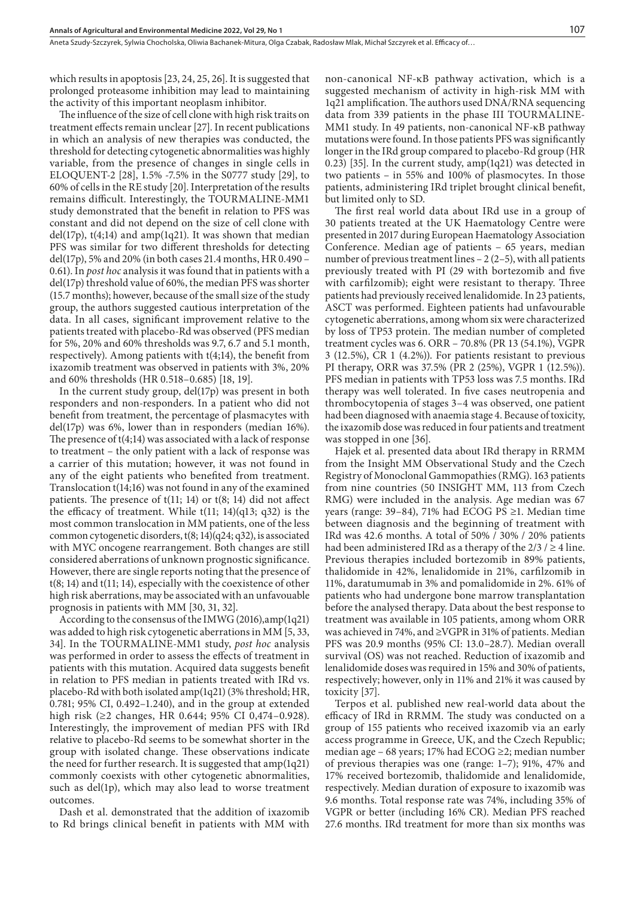which results in apoptosis [23, 24, 25, 26]. It is suggested that prolonged proteasome inhibition may lead to maintaining the activity of this important neoplasm inhibitor.

The influence of the size of cell clone with high risk traits on treatment effects remain unclear [27]. In recent publications in which an analysis of new therapies was conducted, the threshold for detecting cytogenetic abnormalities was highly variable, from the presence of changes in single cells in ELOQUENT-2 [28], 1.5% -7.5% in the S0777 study [29], to 60% of cells in the RE study [20]. Interpretation of the results remains difficult. Interestingly, the TOURMALINE-MM1 study demonstrated that the benefit in relation to PFS was constant and did not depend on the size of cell clone with del(17p), t(4;14) and amp(1q21). It was shown that median PFS was similar for two different thresholds for detecting del(17p), 5% and 20% (in both cases 21.4 months, HR 0.490 – 0.61). In *post hoc* analysis it was found that in patients with a del(17p) threshold value of 60%, the median PFS was shorter (15.7 months); however, because of the small size of the study group, the authors suggested cautious interpretation of the data. In all cases, significant improvement relative to the patients treated with placebo-Rd was observed (PFS median for 5%, 20% and 60% thresholds was 9.7, 6.7 and 5.1 month, respectively). Among patients with t(4;14), the benefit from ixazomib treatment was observed in patients with 3%, 20% and 60% thresholds (HR 0.518–0.685) [18, 19].

In the current study group, del(17p) was present in both responders and non-responders. In a patient who did not benefit from treatment, the percentage of plasmacytes with del(17p) was 6%, lower than in responders (median 16%). The presence of t(4;14) was associated with a lack of response to treatment – the only patient with a lack of response was a carrier of this mutation; however, it was not found in any of the eight patients who benefited from treatment. Translocation t(14;16) was not found in any of the examined patients. The presence of t(11; 14) or t(8; 14) did not affect the efficacy of treatment. While t(11; 14)(q13; q32) is the most common translocation in MM patients, one of the less common cytogenetic disorders, t(8; 14)(q24; q32), is associated with MYC oncogene rearrangement. Both changes are still considered aberrations of unknown prognostic significance. However, there are single reports noting that the presence of t(8; 14) and t(11; 14), especially with the coexistence of other high risk aberrations, may be associated with an unfavouable prognosis in patients with MM [30, 31, 32].

According to the consensus of the IMWG (2016),amp(1q21) was added to high risk cytogenetic aberrations in MM [5, 33, 34]. In the TOURMALINE-MM1 study, *post hoc* analysis was performed in order to assess the effects of treatment in patients with this mutation. Acquired data suggests benefit in relation to PFS median in patients treated with IRd vs. placebo-Rd with both isolated amp(1q21) (3% threshold; HR, 0.781; 95% CI, 0.492–1.240), and in the group at extended high risk (≥2 changes, HR 0.644; 95% CI 0,474–0.928). Interestingly, the improvement of median PFS with IRd relative to placebo-Rd seems to be somewhat shorter in the group with isolated change. These observations indicate the need for further research. It is suggested that amp(1q21) commonly coexists with other cytogenetic abnormalities, such as del(1p), which may also lead to worse treatment outcomes.

Dash et al. demonstrated that the addition of ixazomib to Rd brings clinical benefit in patients with MM with non-canonical NF-κB pathway activation, which is a suggested mechanism of activity in high-risk MM with 1q21 amplification. The authors used DNA/RNA sequencing data from 339 patients in the phase III TOURMALINE-MM1 study. In 49 patients, non-canonical NF-κB pathway mutations were found. In those patients PFS was significantly longer in the IRd group compared to placebo-Rd group (HR 0.23) [35]. In the current study, amp(1q21) was detected in two patients – in 55% and 100% of plasmocytes. In those patients, administering IRd triplet brought clinical benefit, but limited only to SD.

The first real world data about IRd use in a group of 30 patients treated at the UK Haematology Centre were presented in 2017 during European Haematology Association Conference. Median age of patients – 65 years, median number of previous treatment lines – 2 (2–5), with all patients previously treated with PI (29 with bortezomib and five with carfilzomib); eight were resistant to therapy. Three patients had previously received lenalidomide. In 23 patients, ASCT was performed. Eighteen patients had unfavourable cytogenetic aberrations, among whom six were characterized by loss of TP53 protein. The median number of completed treatment cycles was 6. ORR – 70.8% (PR 13 (54.1%), VGPR 3 (12.5%), CR 1 (4.2%)). For patients resistant to previous PI therapy, ORR was 37.5% (PR 2 (25%), VGPR 1 (12.5%)). PFS median in patients with TP53 loss was 7.5 months. IRd therapy was well tolerated. In five cases neutropenia and thrombocytopenia of stages 3–4 was observed, one patient had been diagnosed with anaemia stage 4. Because of toxicity, the ixazomib dose was reduced in four patients and treatment was stopped in one [36].

Hajek et al. presented data about IRd therapy in RRMM from the Insight MM Observational Study and the Czech Registry of Monoclonal Gammopathies (RMG). 163 patients from nine countries (50 INSIGHT MM, 113 from Czech RMG) were included in the analysis. Age median was 67 years (range: 39–84), 71% had ECOG PS ≥1. Median time between diagnosis and the beginning of treatment with IRd was 42.6 months. A total of 50% / 30% / 20% patients had been administered IRd as a therapy of the 2/3 / ≥ 4 line. Previous therapies included bortezomib in 89% patients, thalidomide in 42%, lenalidomide in 21%, carfilzomib in 11%, daratumumab in 3% and pomalidomide in 2%. 61% of patients who had undergone bone marrow transplantation before the analysed therapy. Data about the best response to treatment was available in 105 patients, among whom ORR was achieved in 74%, and ≥VGPR in 31% of patients. Median PFS was 20.9 months (95% CI: 13.0–28.7). Median overall survival (OS) was not reached. Reduction of ixazomib and lenalidomide doses was required in 15% and 30% of patients, respectively; however, only in 11% and 21% it was caused by toxicity [37].

Terpos et al. published new real-world data about the efficacy of IRd in RRMM. The study was conducted on a group of 155 patients who received ixazomib via an early access programme in Greece, UK, and the Czech Republic; median age – 68 years; 17% had ECOG ≥2; median number of previous therapies was one (range: 1–7); 91%, 47% and 17% received bortezomib, thalidomide and lenalidomide, respectively. Median duration of exposure to ixazomib was 9.6 months. Total response rate was 74%, including 35% of VGPR or better (including 16% CR). Median PFS reached 27.6 months. IRd treatment for more than six months was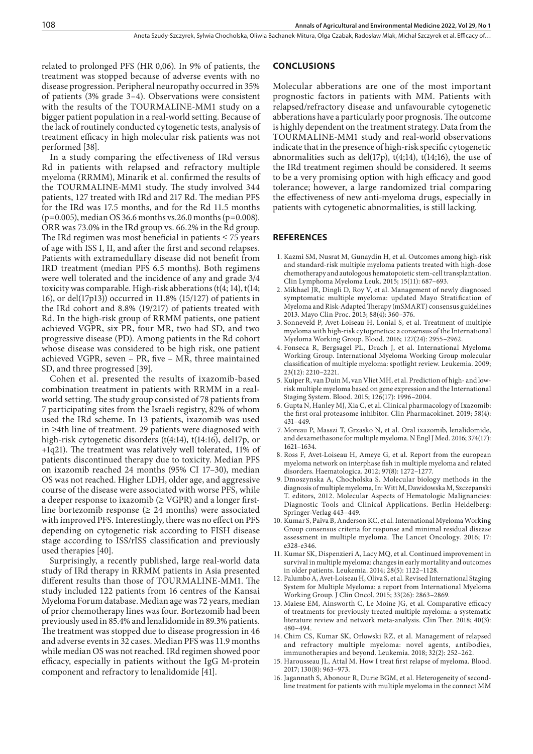related to prolonged PFS (HR 0,06). In 9% of patients, the treatment was stopped because of adverse events with no disease progression. Peripheral neuropathy occurred in 35% of patients (3% grade 3–4). Observations were consistent with the results of the TOURMALINE-MM1 study on a bigger patient population in a real-world setting. Because of the lack of routinely conducted cytogenetic tests, analysis of treatment efficacy in high molecular risk patients was not performed [38].

In a study comparing the effectiveness of IRd versus Rd in patients with relapsed and refractory multiple myeloma (RRMM), Minarik et al. confirmed the results of the TOURMALINE-MM1 study. The study involved 344 patients, 127 treated with IRd and 217 Rd. The median PFS for the IRd was 17.5 months, and for the Rd 11.5 months (p=0.005), median OS 36.6 months vs.26.0 months (p=0.008). ORR was 73.0% in the IRd group vs. 66.2% in the Rd group. The IRd regimen was most beneficial in patients ≤ 75 years of age with ISS I, II, and after the first and second relapses. Patients with extramedullary disease did not benefit from IRD treatment (median PFS 6.5 months). Both regimens were well tolerated and the incidence of any and grade 3/4 toxicity was comparable. High-risk abberations (t(4; 14), t(14; 16), or del(17p13)) occurred in 11.8% (15/127) of patients in the IRd cohort and 8.8% (19/217) of patients treated with Rd. In the high-risk group of RRMM patients, one patient achieved VGPR, six PR, four MR, two had SD, and two progressive disease (PD). Among patients in the Rd cohort whose disease was considered to be high risk, one patient achieved VGPR, seven – PR, five – MR, three maintained SD, and three progressed [39].

Cohen et al. presented the results of ixazomib-based combination treatment in patients with RRMM in a real-world setting. The study group consisted of 78 patients from 7 participating sites from the Israeli registry, 82% of whom used the IRd scheme. In 13 patients, ixazomib was used in ≥4th line of treatment. 29 patients were diagnosed with high-risk cytogenetic disorders (t(4:14), t(14:16), del17p, or +1q21). The treatment was relatively well tolerated, 11% of patients discontinued therapy due to toxicity. Median PFS on ixazomib reached 24 months (95% CI 17–30), median OS was not reached. Higher LDH, older age, and aggressive course of the disease were associated with worse PFS, while a deeper response to ixazomib (≥ VGPR) and a longer first-line bortezomib response (≥ 24 months) were associated with improved PFS. Interestingly, there was no effect on PFS depending on cytogenetic risk according to FISH disease stage according to ISS/rISS classification and previously used therapies [40].

Surprisingly, a recently published, large real-world data study of IRd therapy in RRMM patients in Asia presented different results than those of TOURMALINE-MM1. The study included 122 patients from 16 centres of the Kansai Myeloma Forum database. Median age was 72 years, median of prior chemotherapy lines was four. Bortezomib had been previously used in 85.4% and lenalidomide in 89.3% patients. The treatment was stopped due to disease progression in 46 and adverse events in 32 cases. Median PFS was 11.9 months while median OS was not reached. IRd regimen showed poor efficacy, especially in patients without the IgG M-protein component and refractory to lenalidomide [41].

## CONCLUSIONS

Molecular abberations are one of the most important prognostic factors in patients with MM. Patients with relapsed/refractory disease and unfavourable cytogenetic abberations have a particularly poor prognosis. The outcome is highly dependent on the treatment strategy. Data from the TOURMALINE-MM1 study and real-world observations indicate that in the presence of high-risk specific cytogenetic abnormalities such as del(17p), t(4;14), t(14;16), the use of the IRd treatment regimen should be considered. It seems to be a very promising option with high efficacy and good tolerance; however, a large randomized trial comparing the effectiveness of new anti-myeloma drugs, especially in patients with cytogenetic abnormalities, is still lacking.

## REFERENCES

1. Kazmi SM, Nusrat M, Gunaydin H, et al. Outcomes among high-risk and standard-risk multiple myeloma patients treated with high-dose chemotherapy and autologous hematopoietic stem-cell transplantation. Clin Lymphoma Myeloma Leuk. 2015; 15(11): 687–693.
2. Mikhael JR, Dingli D, Roy V, et al. Management of newly diagnosed symptomatic multiple myeloma: updated Mayo Stratification of Myeloma and Risk-Adapted Therapy (mSMART) consensus guidelines 2013. Mayo Clin Proc. 2013; 88(4): 360–376.
3. Sonneveld P, Avet-Loiseau H, Lonial S, et al. Treatment of multiple myeloma with high-risk cytogenetics: a consensus of the International Myeloma Working Group. Blood. 2016; 127(24): 2955–2962.
4. Fonseca R, Bergsagel PL, Drach J, et al. International Myeloma Working Group. International Myeloma Working Group molecular classification of multiple myeloma: spotlight review. Leukemia. 2009; 23(12): 2210–2221.
5. Kuiper R, van Duin M, van Vliet MH, et al. Prediction of high- and low-risk multiple myeloma based on gene expression and the International Staging System. Blood. 2015; 126(17): 1996–2004.
6. Gupta N, Hanley MJ, Xia C, et al. Clinical pharmacology of Ixazomib: the first oral proteasome inhibitor. Clin Pharmacokinet. 2019; 58(4): 431–449.
7. Moreau P, Masszi T, Grzasko N, et al. Oral ixazomib, lenalidomide, and dexamethasone for multiple myeloma. N Engl J Med. 2016; 374(17): 1621–1634.
8. Ross F, Avet-Loiseau H, Ameye G, et al. Report from the european myeloma network on interphase fish in multiple myeloma and related disorders. Haematologica. 2012; 97(8): 1272–1277.
9. Dmoszynska A, Chocholska S. Molecular biology methods in the diagnosis of multiple myeloma, In: Witt M, Dawidowska M, Szczepanski T. editors, 2012. Molecular Aspects of Hematologic Malignancies: Diagnostic Tools and Clinical Applications. Berlin Heidelberg: Springer-Verlag 443–449.
10. Kumar S, Paiva B, Anderson KC, et al. International Myeloma Working Group consensus criteria for response and minimal residual disease assessment in multiple myeloma. The Lancet Oncology. 2016; 17: e328-e346.
11. Kumar SK, Dispenzieri A, Lacy MQ, et al. Continued improvement in survival in multiple myeloma: changes in early mortality and outcomes in older patients. Leukemia. 2014; 28(5): 1122–1128.
12. Palumbo A, Avet-Loiseau H, Oliva S, et al. Revised International Staging System for Multiple Myeloma: a report from International Myeloma Working Group. J Clin Oncol. 2015; 33(26): 2863–2869.
13. Maiese EM, Ainsworth C, Le Moine JG, et al. Comparative efficacy of treatments for previously treated multiple myeloma: a systematic literature review and network meta-analysis. Clin Ther. 2018; 40(3): 480–494.
14. Chim CS, Kumar SK, Orlowski RZ, et al. Management of relapsed and refractory multiple myeloma: novel agents, antibodies, immunotherapies and beyond. Leukemia. 2018; 32(2): 252–262.
15. Harousseau JL, Attal M. How I treat first relapse of myeloma. Blood. 2017; 130(8): 963–973.
16. Jagannath S, Abonour R, Durie BGM, et al. Heterogeneity of second-line treatment for patients with multiple myeloma in the connect MM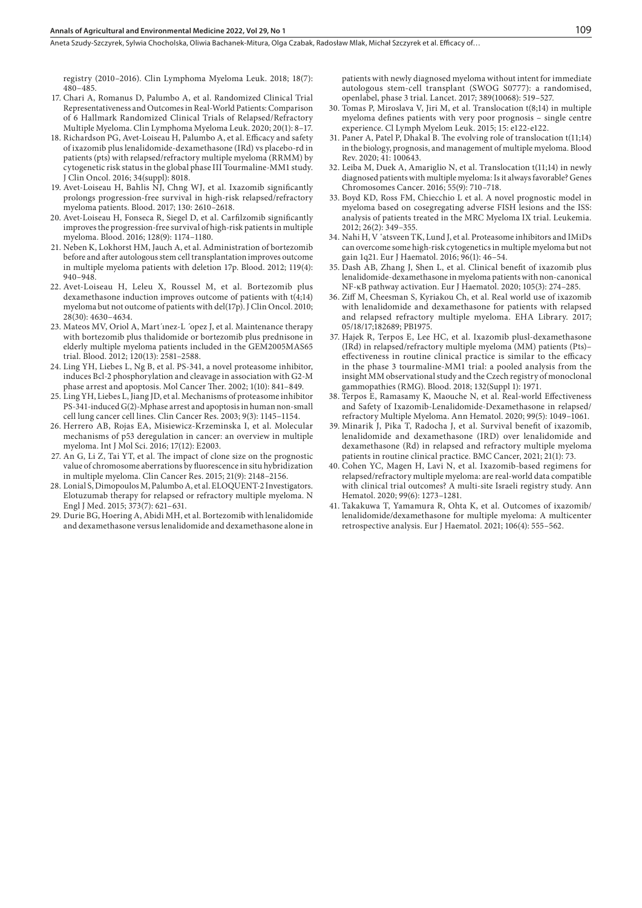registry (2010–2016). Clin Lymphoma Myeloma Leuk. 2018; 18(7): 480–485.

17. Chari A, Romanus D, Palumbo A, et al. Randomized Clinical Trial Representativeness and Outcomes in Real-World Patients: Comparison of 6 Hallmark Randomized Clinical Trials of Relapsed/Refractory Multiple Myeloma. Clin Lymphoma Myeloma Leuk. 2020; 20(1): 8–17.
18. Richardson PG, Avet-Loiseau H, Palumbo A, et al. Efficacy and safety of ixazomib plus lenalidomide-dexamethasone (IRd) vs placebo-rd in patients (pts) with relapsed/refractory multiple myeloma (RRMM) by cytogenetic risk status in the global phase III Tourmaline-MM1 study. J Clin Oncol. 2016; 34(suppl): 8018.
19. Avet-Loiseau H, Bahlis NJ, Chng WJ, et al. Ixazomib significantly prolongs progression-free survival in high-risk relapsed/refractory myeloma patients. Blood. 2017; 130: 2610–2618.
20. Avet-Loiseau H, Fonseca R, Siegel D, et al. Carfilzomib significantly improves the progression-free survival of high-risk patients in multiple myeloma. Blood. 2016; 128(9): 1174–1180.
21. Neben K, Lokhorst HM, Jauch A, et al. Administration of bortezomib before and after autologous stem cell transplantation improves outcome in multiple myeloma patients with deletion 17p. Blood. 2012; 119(4): 940–948.
22. Avet-Loiseau H, Leleu X, Roussel M, et al. Bortezomib plus dexamethasone induction improves outcome of patients with t(4;14) myeloma but not outcome of patients with del(17p). J Clin Oncol. 2010; 28(30): 4630–4634.
23. Mateos MV, Oriol A, Mart ́ınez-L ́opez J, et al. Maintenance therapy with bortezomib plus thalidomide or bortezomib plus prednisone in elderly multiple myeloma patients included in the GEM2005MAS65 trial. Blood. 2012; 120(13): 2581–2588.
24. Ling YH, Liebes L, Ng B, et al. PS-341, a novel proteasome inhibitor, induces Bcl-2 phosphorylation and cleavage in association with G2-M phase arrest and apoptosis. Mol Cancer Ther. 2002; 1(10): 841–849.
25. Ling YH, Liebes L, Jiang JD, et al. Mechanisms of proteasome inhibitor PS-341-induced G(2)-Mphase arrest and apoptosis in human non-small cell lung cancer cell lines. Clin Cancer Res. 2003; 9(3): 1145–1154.
26. Herrero AB, Rojas EA, Misiewicz-Krzeminska I, et al. Molecular mechanisms of p53 deregulation in cancer: an overview in multiple myeloma. Int J Mol Sci. 2016; 17(12): E2003.
27. An G, Li Z, Tai YT, et al. The impact of clone size on the prognostic value of chromosome aberrations by fluorescence in situ hybridization in multiple myeloma. Clin Cancer Res. 2015; 21(9): 2148–2156.
28. Lonial S, Dimopoulos M, Palumbo A, et al. ELOQUENT-2 Investigators. Elotuzumab therapy for relapsed or refractory multiple myeloma. N Engl J Med. 2015; 373(7): 621–631.
29. Durie BG, Hoering A, Abidi MH, et al. Bortezomib with lenalidomide and dexamethasone versus lenalidomide and dexamethasone alone in patients with newly diagnosed myeloma without intent for immediate autologous stem-cell transplant (SWOG S0777): a randomised, openlabel, phase 3 trial. Lancet. 2017; 389(10068): 519–527.
30. Tomas P, Miroslava V, Jiri M, et al. Translocation t(8;14) in multiple myeloma defines patients with very poor prognosis – single centre experience. Cl Lymph Myelom Leuk. 2015; 15: e122-e122.
31. Paner A, Patel P, Dhakal B. The evolving role of translocation t(11;14) in the biology, prognosis, and management of multiple myeloma. Blood Rev. 2020; 41: 100643.
32. Leiba M, Duek A, Amariglio N, et al. Translocation t(11;14) in newly diagnosed patients with multiple myeloma: Is it always favorable? Genes Chromosomes Cancer. 2016; 55(9): 710–718.
33. Boyd KD, Ross FM, Chiecchio L et al. A novel prognostic model in myeloma based on cosegregating adverse FISH lesions and the ISS: analysis of patients treated in the MRC Myeloma IX trial. Leukemia. 2012; 26(2): 349–355.
34. Nahi H, V ̊atsveen TK, Lund J, et al. Proteasome inhibitors and IMiDs can overcome some high-risk cytogenetics in multiple myeloma but not gain 1q21. Eur J Haematol. 2016; 96(1): 46–54.
35. Dash AB, Zhang J, Shen L, et al. Clinical benefit of ixazomib plus lenalidomide-dexamethasone in myeloma patients with non-canonical NF-κB pathway activation. Eur J Haematol. 2020; 105(3): 274–285.
36. Ziff M, Cheesman S, Kyriakou Ch, et al. Real world use of ixazomib with lenalidomide and dexamethasone for patients with relapsed and relapsed refractory multiple myeloma. EHA Library. 2017; 05/18/17;182689; PB1975.
37. Hajek R, Terpos E, Lee HC, et al. Ixazomib plusl-dexamethasone (IRd) in relapsed/refractory multiple myeloma (MM) patients (Pts)– effectiveness in routine clinical practice is similar to the efficacy in the phase 3 tourmaline-MM1 trial: a pooled analysis from the insight MM observational study and the Czech registry of monoclonal gammopathies (RMG). Blood. 2018; 132(Suppl 1): 1971.
38. Terpos E, Ramasamy K, Maouche N, et al. Real-world Effectiveness and Safety of Ixazomib-Lenalidomide-Dexamethasone in relapsed/ refractory Multiple Myeloma. Ann Hematol. 2020; 99(5): 1049–1061.
39. Minarik J, Pika T, Radocha J, et al. Survival benefit of ixazomib, lenalidomide and dexamethasone (IRD) over lenalidomide and dexamethasone (Rd) in relapsed and refractory multiple myeloma patients in routine clinical practice. BMC Cancer, 2021; 21(1): 73.
40. Cohen YC, Magen H, Lavi N, et al. Ixazomib-based regimens for relapsed/refractory multiple myeloma: are real-world data compatible with clinical trial outcomes? A multi-site Israeli registry study. Ann Hematol. 2020; 99(6): 1273–1281.
41. Takakuwa T, Yamamura R, Ohta K, et al. Outcomes of ixazomib/ lenalidomide/dexamethasone for multiple myeloma: A multicenter retrospective analysis. Eur J Haematol. 2021; 106(4): 555–562.